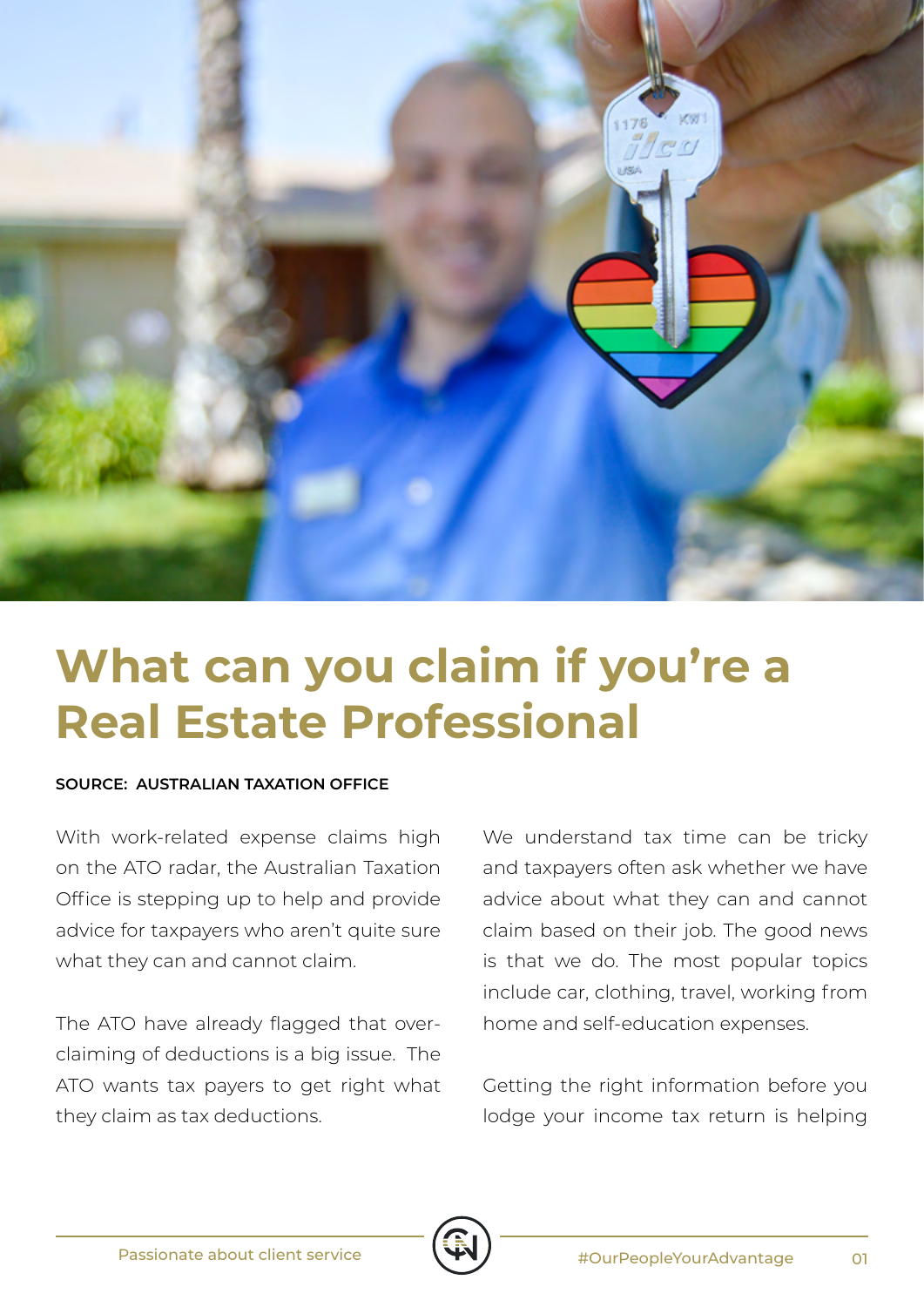# What can you claim if you're a Real Estate Professional

**SOURCE: AUSTRALIAN TAXATION OFFICE**

With work-related expense claims high on the ATO radar, the Australian Taxation Office is stepping up to help and provide advice for taxpayers who aren't quite sure what they can and cannot claim.

The ATO have already flagged that over-claiming of deductions is a big issue. The ATO wants tax payers to get right what they claim as tax deductions.

We understand tax time can be tricky and taxpayers often ask whether we have advice about what they can and cannot claim based on their job. The good news is that we do. The most popular topics include car, clothing, travel, working from home and self-education expenses.

Getting the right information before you lodge your income tax return is helping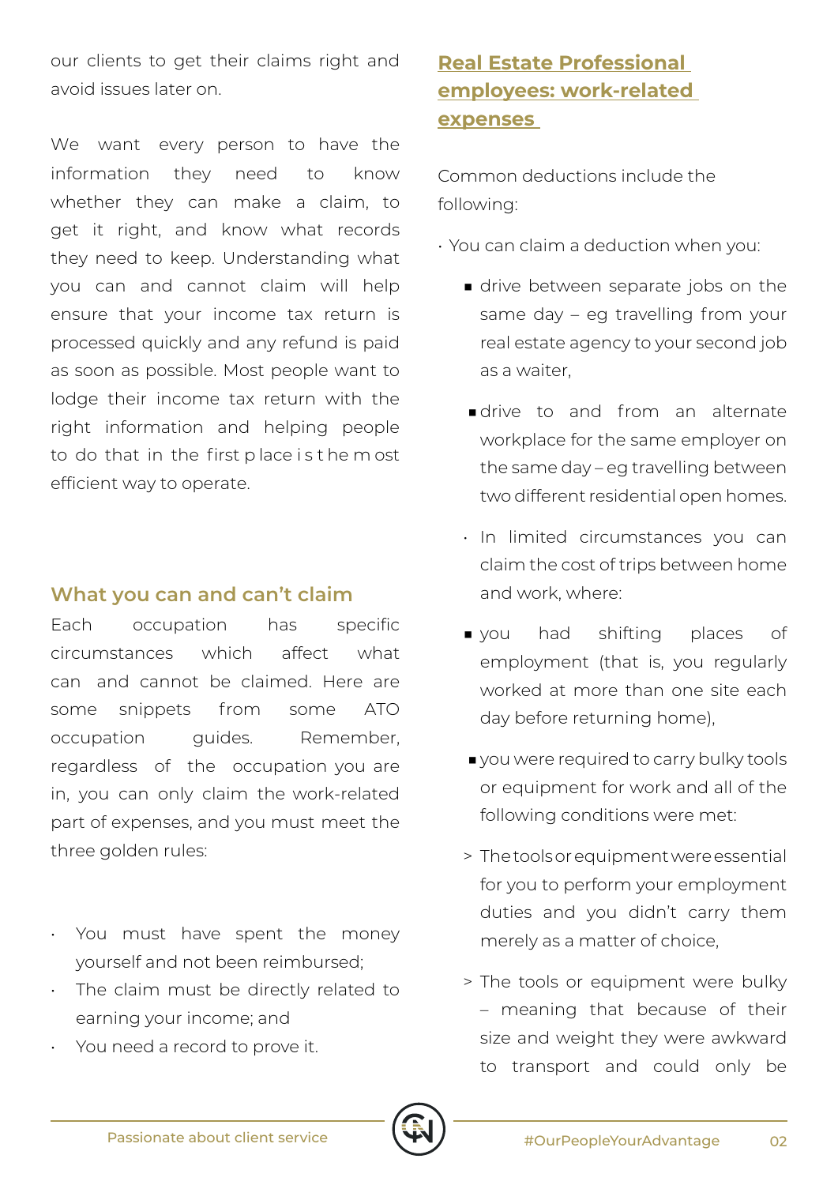our clients to get their claims right and avoid issues later on.

We want every person to have the information they need to know whether they can make a claim, to get it right, and know what records they need to keep. Understanding what you can and cannot claim will help ensure that your income tax return is processed quickly and any refund is paid as soon as possible. Most people want to lodge their income tax return with the right information and helping people to do that in the first place is the most efficient way to operate.

## What you can and can't claim

Each occupation has specific circumstances which affect what can and cannot be claimed. Here are some snippets from some ATO occupation guides. Remember, regardless of the occupation you are in, you can only claim the work-related part of expenses, and you must meet the three golden rules:

- You must have spent the money yourself and not been reimbursed;
- The claim must be directly related to earning your income; and
- You need a record to prove it.

## Real Estate Professional employees: work-related expenses

Common deductions include the following:

- You can claim a deduction when you:
  - drive between separate jobs on the same day – eg travelling from your real estate agency to your second job as a waiter,
  - drive to and from an alternate workplace for the same employer on the same day – eg travelling between two different residential open homes.
- In limited circumstances you can claim the cost of trips between home and work, where:
  - you had shifting places of employment (that is, you regularly worked at more than one site each day before returning home),
  - you were required to carry bulky tools or equipment for work and all of the following conditions were met:
    - > The tools or equipment were essential for you to perform your employment duties and you didn't carry them merely as a matter of choice,
    - > The tools or equipment were bulky – meaning that because of their size and weight they were awkward to transport and could only be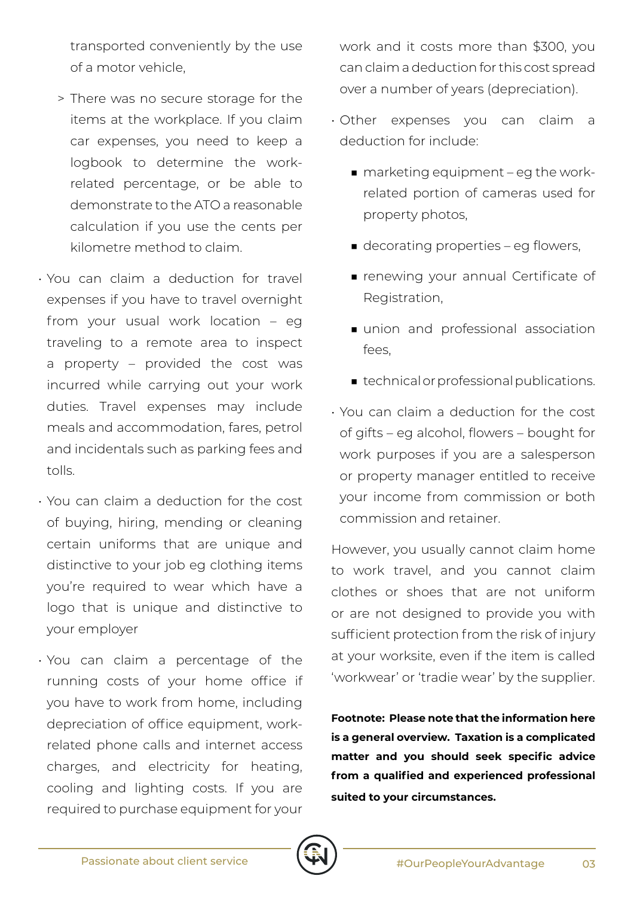transported conveniently by the use of a motor vehicle,

> There was no secure storage for the items at the workplace. If you claim car expenses, you need to keep a logbook to determine the work-related percentage, or be able to demonstrate to the ATO a reasonable calculation if you use the cents per kilometre method to claim.

- You can claim a deduction for travel expenses if you have to travel overnight from your usual work location – eg traveling to a remote area to inspect a property – provided the cost was incurred while carrying out your work duties. Travel expenses may include meals and accommodation, fares, petrol and incidentals such as parking fees and tolls.
- You can claim a deduction for the cost of buying, hiring, mending or cleaning certain uniforms that are unique and distinctive to your job eg clothing items you're required to wear which have a logo that is unique and distinctive to your employer
- You can claim a percentage of the running costs of your home office if you have to work from home, including depreciation of office equipment, work-related phone calls and internet access charges, and electricity for heating, cooling and lighting costs. If you are required to purchase equipment for your work and it costs more than $300, you can claim a deduction for this cost spread over a number of years (depreciation).
- Other expenses you can claim a deduction for include:
  - marketing equipment – eg the work-related portion of cameras used for property photos,
  - decorating properties – eg flowers,
  - renewing your annual Certificate of Registration,
  - union and professional association fees,
  - technical or professional publications.
- You can claim a deduction for the cost of gifts – eg alcohol, flowers – bought for work purposes if you are a salesperson or property manager entitled to receive your income from commission or both commission and retainer.

However, you usually cannot claim home to work travel, and you cannot claim clothes or shoes that are not uniform or are not designed to provide you with sufficient protection from the risk of injury at your worksite, even if the item is called 'workwear' or 'tradie wear' by the supplier.

**Footnote: Please note that the information here is a general overview. Taxation is a complicated matter and you should seek specific advice from a qualified and experienced professional suited to your circumstances.**